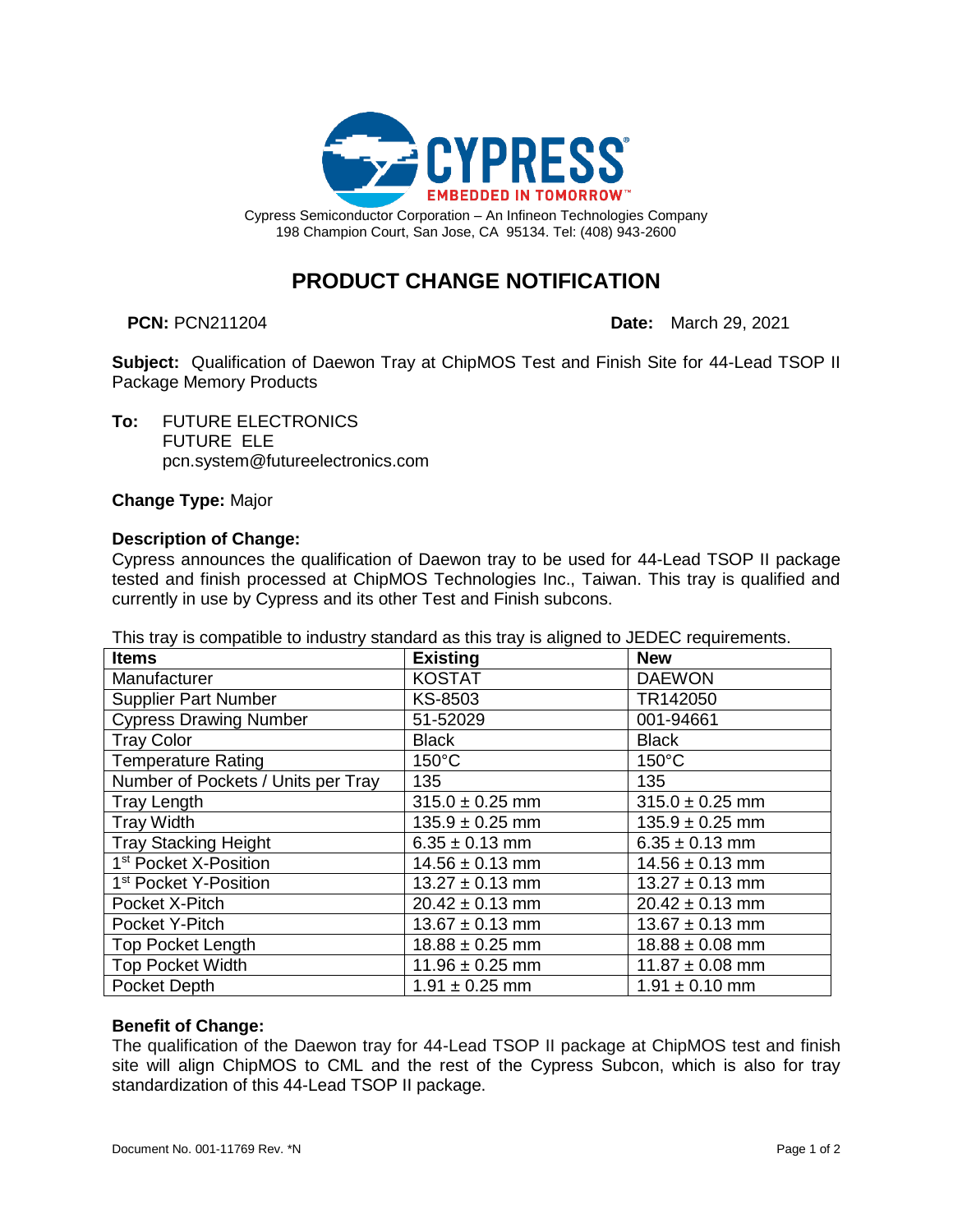Cypress Semiconductor Corporation – An Infineon Technologies Company
198 Champion Court, San Jose, CA 95134. Tel: (408) 943-2600

# PRODUCT CHANGE NOTIFICATION

**PCN:** PCN211204 **Date:** March 29, 2021

**Subject:** Qualification of Daewon Tray at ChipMOS Test and Finish Site for 44-Lead TSOP II Package Memory Products

**To:** FUTURE ELECTRONICS
FUTURE ELE
pcn.system@futureelectronics.com

**Change Type:** Major

**Description of Change:**

Cypress announces the qualification of Daewon tray to be used for 44-Lead TSOP II package tested and finish processed at ChipMOS Technologies Inc., Taiwan. This tray is qualified and currently in use by Cypress and its other Test and Finish subcons.

This tray is compatible to industry standard as this tray is aligned to JEDEC requirements.

| Items | Existing | New |
|---|---|---|
| Manufacturer | KOSTAT | DAEWON |
| Supplier Part Number | KS-8503 | TR142050 |
| Cypress Drawing Number | 51-52029 | 001-94661 |
| Tray Color | Black | Black |
| Temperature Rating | 150°C | 150°C |
| Number of Pockets / Units per Tray | 135 | 135 |
| Tray Length | 315.0 ± 0.25 mm | 315.0 ± 0.25 mm |
| Tray Width | 135.9 ± 0.25 mm | 135.9 ± 0.25 mm |
| Tray Stacking Height | 6.35 ± 0.13 mm | 6.35 ± 0.13 mm |
| 1st Pocket X-Position | 14.56 ± 0.13 mm | 14.56 ± 0.13 mm |
| 1st Pocket Y-Position | 13.27 ± 0.13 mm | 13.27 ± 0.13 mm |
| Pocket X-Pitch | 20.42 ± 0.13 mm | 20.42 ± 0.13 mm |
| Pocket Y-Pitch | 13.67 ± 0.13 mm | 13.67 ± 0.13 mm |
| Top Pocket Length | 18.88 ± 0.25 mm | 18.88 ± 0.08 mm |
| Top Pocket Width | 11.96 ± 0.25 mm | 11.87 ± 0.08 mm |
| Pocket Depth | 1.91 ± 0.25 mm | 1.91 ± 0.10 mm |

**Benefit of Change:**

The qualification of the Daewon tray for 44-Lead TSOP II package at ChipMOS test and finish site will align ChipMOS to CML and the rest of the Cypress Subcon, which is also for tray standardization of this 44-Lead TSOP II package.

Document No. 001-11769 Rev. *N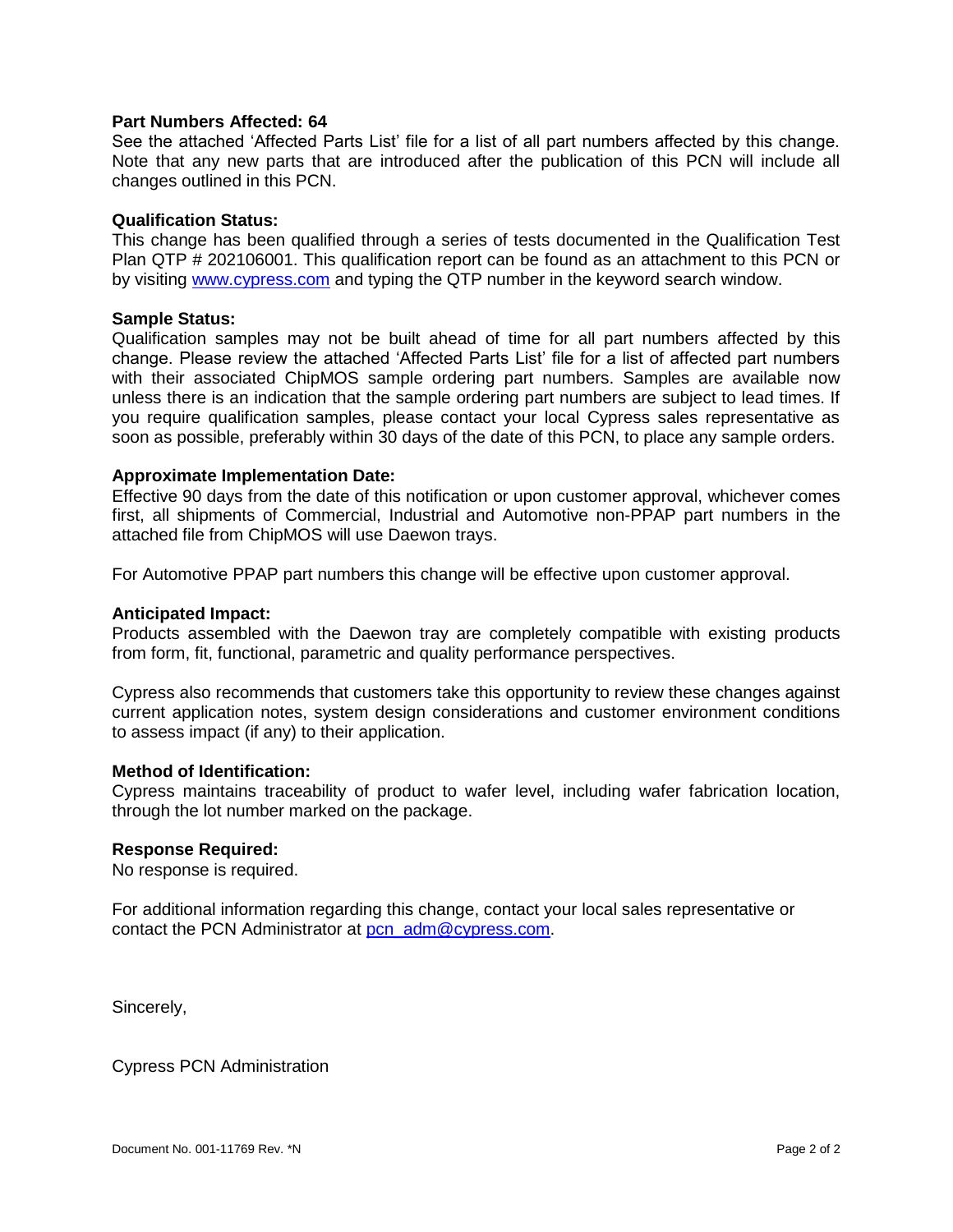**Part Numbers Affected: 64**

See the attached 'Affected Parts List' file for a list of all part numbers affected by this change. Note that any new parts that are introduced after the publication of this PCN will include all changes outlined in this PCN.

**Qualification Status:**

This change has been qualified through a series of tests documented in the Qualification Test Plan QTP # 202106001. This qualification report can be found as an attachment to this PCN or by visiting www.cypress.com and typing the QTP number in the keyword search window.

**Sample Status:**

Qualification samples may not be built ahead of time for all part numbers affected by this change. Please review the attached 'Affected Parts List' file for a list of affected part numbers with their associated ChipMOS sample ordering part numbers. Samples are available now unless there is an indication that the sample ordering part numbers are subject to lead times. If you require qualification samples, please contact your local Cypress sales representative as soon as possible, preferably within 30 days of the date of this PCN, to place any sample orders.

**Approximate Implementation Date:**

Effective 90 days from the date of this notification or upon customer approval, whichever comes first, all shipments of Commercial, Industrial and Automotive non-PPAP part numbers in the attached file from ChipMOS will use Daewon trays.

For Automotive PPAP part numbers this change will be effective upon customer approval.

**Anticipated Impact:**

Products assembled with the Daewon tray are completely compatible with existing products from form, fit, functional, parametric and quality performance perspectives.

Cypress also recommends that customers take this opportunity to review these changes against current application notes, system design considerations and customer environment conditions to assess impact (if any) to their application.

**Method of Identification:**

Cypress maintains traceability of product to wafer level, including wafer fabrication location, through the lot number marked on the package.

**Response Required:**

No response is required.

For additional information regarding this change, contact your local sales representative or contact the PCN Administrator at pcn_adm@cypress.com.

Sincerely,

Cypress PCN Administration

Document No. 001-11769 Rev. *N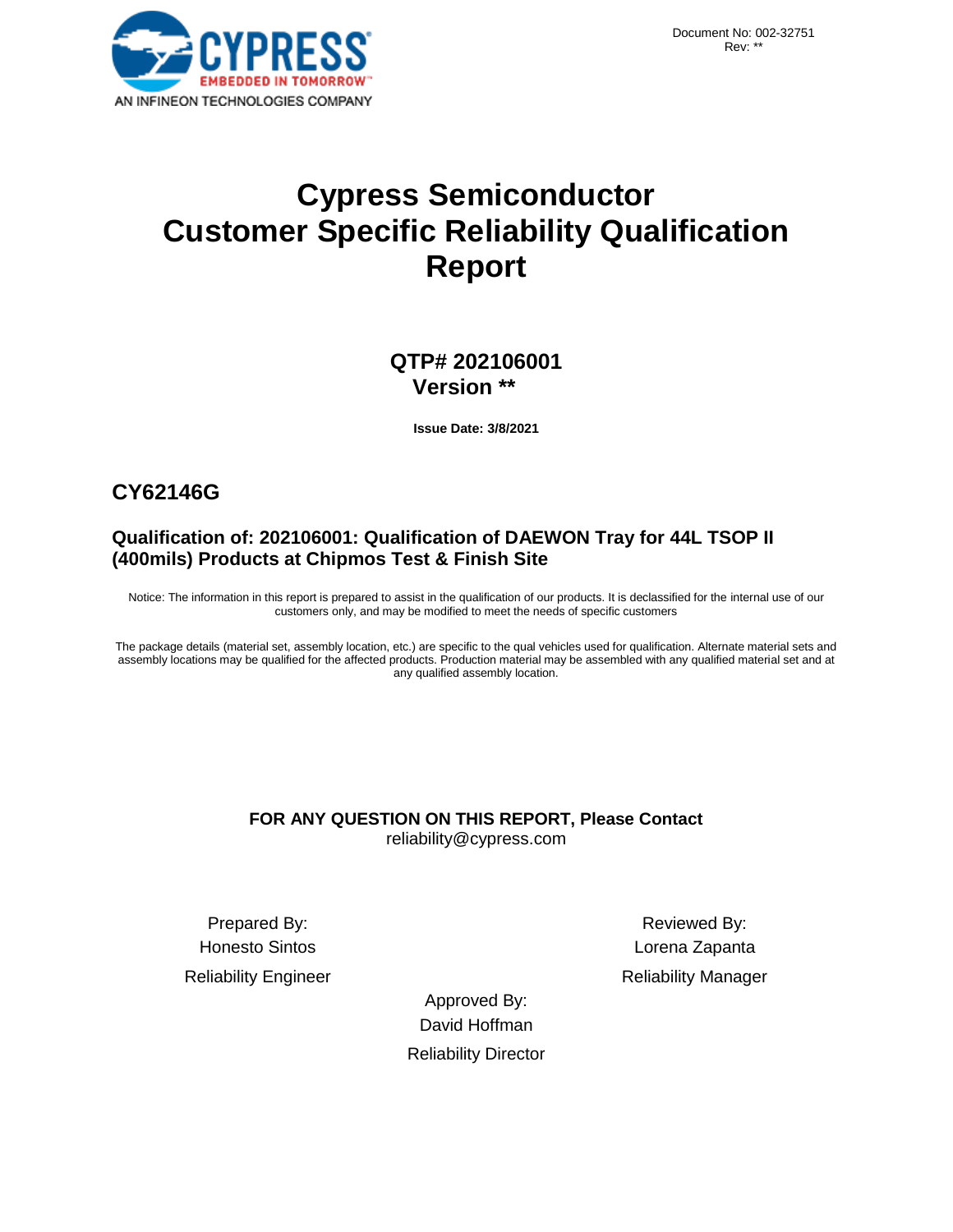Document No: 002-32751
Rev: **

# Cypress Semiconductor
# Customer Specific Reliability Qualification Report

## QTP# 202106001
## Version **

**Issue Date: 3/8/2021**

## CY62146G

### Qualification of: 202106001: Qualification of DAEWON Tray for 44L TSOP II (400mils) Products at Chipmos Test & Finish Site

Notice: The information in this report is prepared to assist in the qualification of our products. It is declassified for the internal use of our customers only, and may be modified to meet the needs of specific customers

The package details (material set, assembly location, etc.) are specific to the qual vehicles used for qualification. Alternate material sets and assembly locations may be qualified for the affected products. Production material may be assembled with any qualified material set and at any qualified assembly location.

**FOR ANY QUESTION ON THIS REPORT, Please Contact**
reliability@cypress.com

Prepared By:
Honesto Sintos
Reliability Engineer

Reviewed By:
Lorena Zapanta
Reliability Manager

Approved By:
David Hoffman
Reliability Director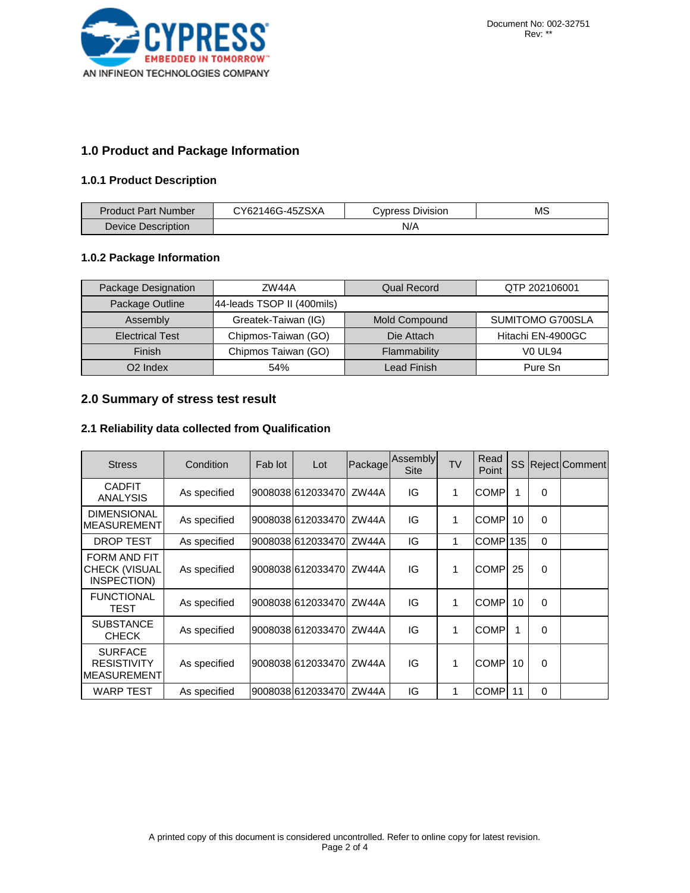## 1.0 Product and Package Information

### 1.0.1 Product Description

| Product Part Number | CY62146G-45ZSXA | Cypress Division | MS |
|---|---|---|---|
| Device Description | N/A | | |

### 1.0.2 Package Information

| Package Designation | ZW44A | Qual Record | QTP 202106001 |
|---|---|---|---|
| Package Outline | 44-leads TSOP II (400mils) | | |
| Assembly | Greatek-Taiwan (IG) | Mold Compound | SUMITOMO G700SLA |
| Electrical Test | Chipmos-Taiwan (GO) | Die Attach | Hitachi EN-4900GC |
| Finish | Chipmos Taiwan (GO) | Flammability | V0 UL94 |
| O2 Index | 54% | Lead Finish | Pure Sn |

## 2.0 Summary of stress test result

### 2.1 Reliability data collected from Qualification

| Stress | Condition | Fab lot | Lot | Package | Assembly Site | TV | Read Point | SS | Reject | Comment |
|---|---|---|---|---|---|---|---|---|---|---|
| CADFIT ANALYSIS | As specified | 9008038 | 612033470 | ZW44A | IG | 1 | COMP | 1 | 0 | |
| DIMENSIONAL MEASUREMENT | As specified | 9008038 | 612033470 | ZW44A | IG | 1 | COMP | 10 | 0 | |
| DROP TEST | As specified | 9008038 | 612033470 | ZW44A | IG | 1 | COMP | 135 | 0 | |
| FORM AND FIT CHECK (VISUAL INSPECTION) | As specified | 9008038 | 612033470 | ZW44A | IG | 1 | COMP | 25 | 0 | |
| FUNCTIONAL TEST | As specified | 9008038 | 612033470 | ZW44A | IG | 1 | COMP | 10 | 0 | |
| SUBSTANCE CHECK | As specified | 9008038 | 612033470 | ZW44A | IG | 1 | COMP | 1 | 0 | |
| SURFACE RESISTIVITY MEASUREMENT | As specified | 9008038 | 612033470 | ZW44A | IG | 1 | COMP | 10 | 0 | |
| WARP TEST | As specified | 9008038 | 612033470 | ZW44A | IG | 1 | COMP | 11 | 0 | |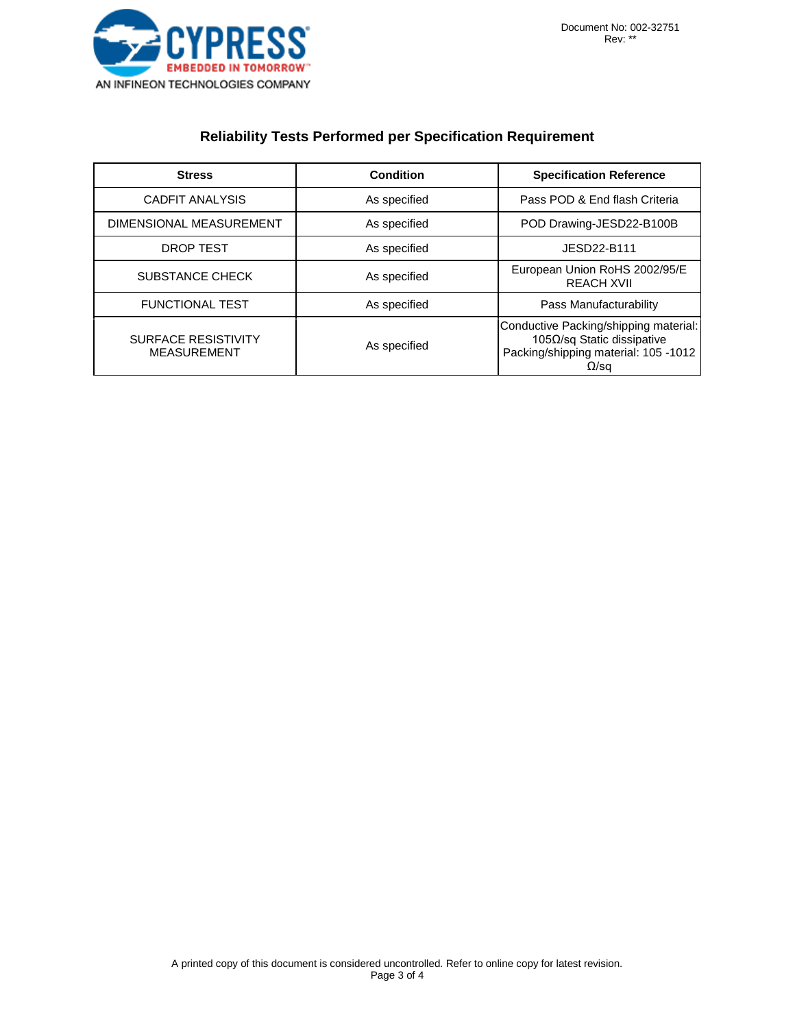## Reliability Tests Performed per Specification Requirement

| Stress | Condition | Specification Reference |
|---|---|---|
| CADFIT ANALYSIS | As specified | Pass POD & End flash Criteria |
| DIMENSIONAL MEASUREMENT | As specified | POD Drawing-JESD22-B100B |
| DROP TEST | As specified | JESD22-B111 |
| SUBSTANCE CHECK | As specified | European Union RoHS 2002/95/E REACH XVII |
| FUNCTIONAL TEST | As specified | Pass Manufacturability |
| SURFACE RESISTIVITY MEASUREMENT | As specified | Conductive Packing/shipping material: 105Ω/sq Static dissipative Packing/shipping material: 105 -1012 Ω/sq |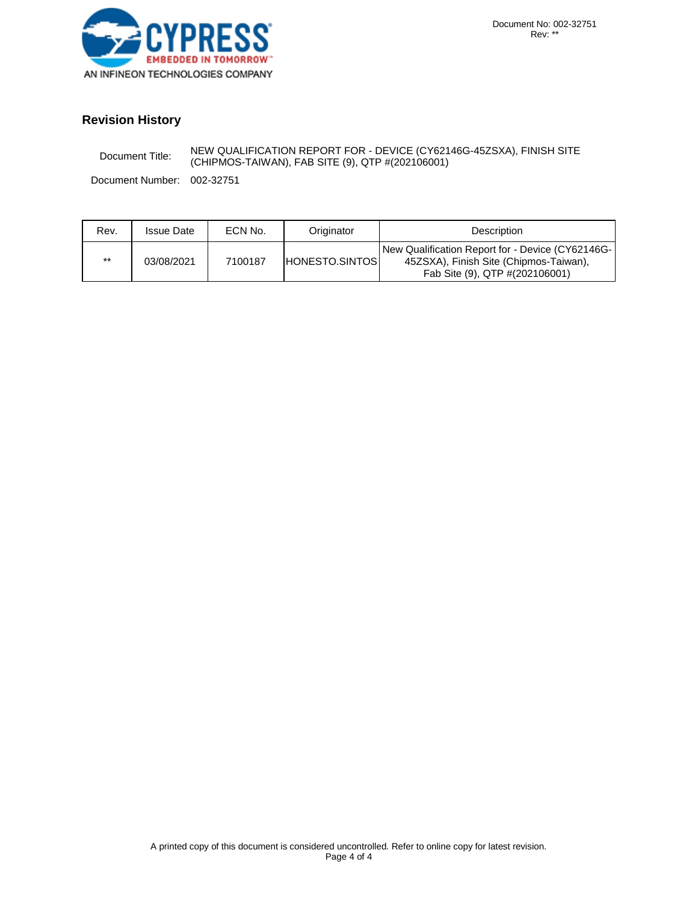## Revision History

Document Title: NEW QUALIFICATION REPORT FOR - DEVICE (CY62146G-45ZSXA), FINISH SITE (CHIPMOS-TAIWAN), FAB SITE (9), QTP #(202106001)

Document Number: 002-32751

| Rev. | Issue Date | ECN No. | Originator | Description |
|---|---|---|---|---|
| ** | 03/08/2021 | 7100187 | HONESTO.SINTOS | New Qualification Report for - Device (CY62146G-45ZSXA), Finish Site (Chipmos-Taiwan), Fab Site (9), QTP #(202106001) |

A printed copy of this document is considered uncontrolled. Refer to online copy for latest revision.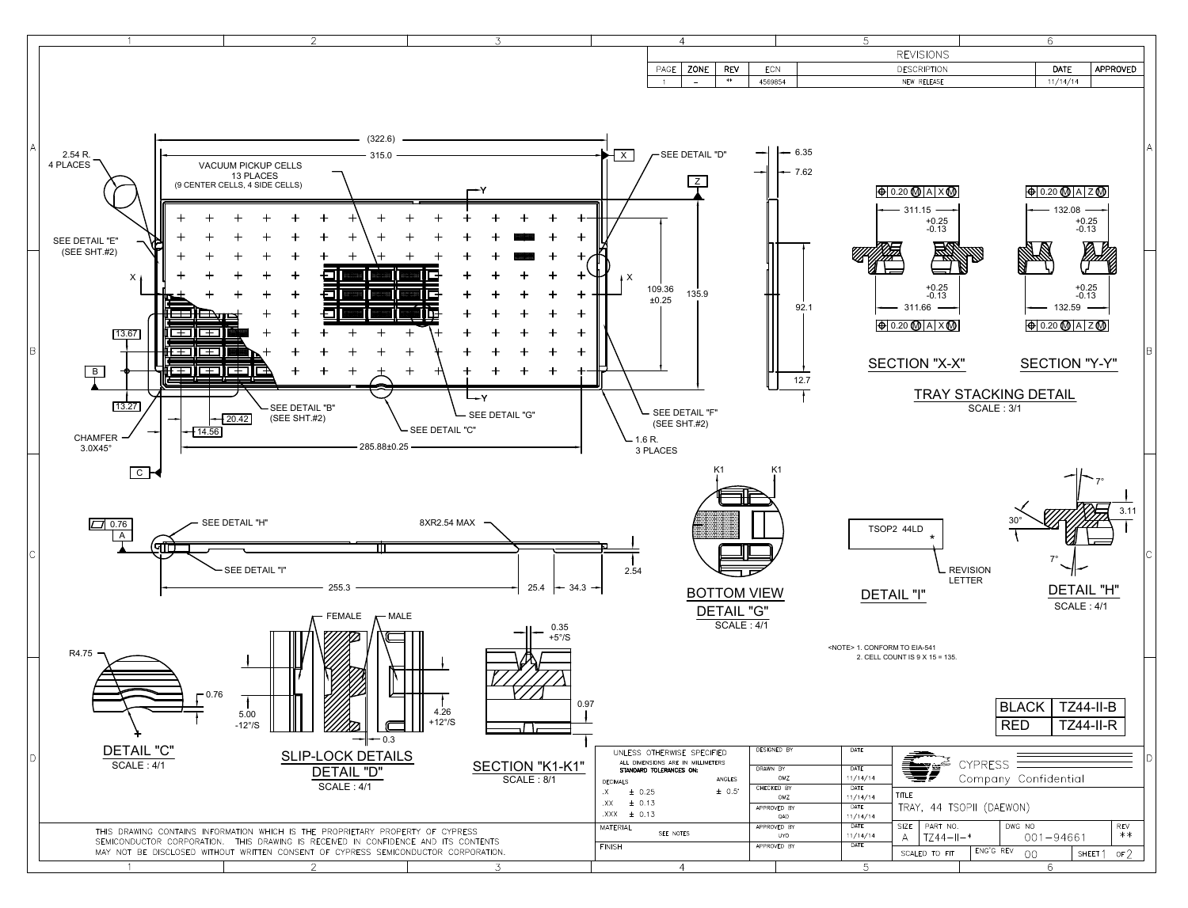## REVISIONS

| PAGE | ZONE | REV | ECN | DESCRIPTION | DATE | APPROVED |
|---|---|---|---|---|---|---|
| 1 | – | ** | 4569854 | NEW RELEASE | 11/14/14 | |

(322.6)
315.0
2.54 R. 4 PLACES
VACUUM PICKUP CELLS 13 PLACES (9 CENTER CELLS, 4 SIDE CELLS)
SEE DETAIL "D"
SEE DETAIL "E" (SEE SHT.#2)
109.36 ±0.25
135.9
13.67
13.27
20.42
14.56
SEE DETAIL "B" (SEE SHT.#2)
SEE DETAIL "G"
SEE DETAIL "C"
SEE DETAIL "F" (SEE SHT.#2)
CHAMFER 3.0X45°
285.88±0.25
1.6 R. 3 PLACES
6.35
7.62
92.1
12.7

## TRAY STACKING DETAIL

SCALE : 3/1

### SECTION "X-X"

⊕ 0.20 Ⓜ A X Ⓜ
311.15 +0.25 -0.13
311.66 +0.25 -0.13
⊕ 0.20 Ⓜ A X Ⓜ

### SECTION "Y-Y"

⊕ 0.20 Ⓜ A Z Ⓜ
132.08 +0.25 -0.13
132.59 +0.25 -0.13
⊕ 0.20 Ⓜ A Z Ⓜ

0.76
SEE DETAIL "H"
SEE DETAIL "I"
8XR2.54 MAX
2.54
255.3
25.4
34.3

### BOTTOM VIEW DETAIL "G"

SCALE : 4/1

K1 K1

### DETAIL "I"

TSOP2 44LD
REVISION LETTER

### DETAIL "H"

SCALE : 4/1

7°
30°
3.11
7°

<NOTE> 1. CONFORM TO EIA-541
2. CELL COUNT IS 9 X 15 = 135.

### DETAIL "C"

SCALE : 4/1

R4.75
0.76

### SLIP-LOCK DETAILS DETAIL "D"

SCALE : 4/1

FEMALE
MALE
5.00 -12°/S
0.3
4.26 +12°/S

### SECTION "K1-K1"

SCALE : 8/1

0.35 +5°/S
0.97

| BLACK | TZ44-II-B |
|---|---|
| RED | TZ44-II-R |

UNLESS OTHERWISE SPECIFIED
ALL DIMENSIONS ARE IN MILLIMETERS
STANDARD TOLERANCES ON:

| DECIMALS | | ANGLES |
|---|---|---|
| .X | ± 0.25 | ± 0.5° |
| .XX | ± 0.13 | |
| .XXX | ± 0.13 | |

MATERIAL: SEE NOTES
FINISH

| | | DATE |
|---|---|---|
| DESIGNED BY | | |
| DRAWN BY | OMZ | 11/14/14 |
| CHECKED BY | OMZ | 11/14/14 |
| APPROVED BY | OAO | 11/14/14 |
| APPROVED BY | UYO | 11/14/14 |
| APPROVED BY | | |

CYPRESS
Company Confidential

TITLE: TRAY, 44 TSOPII (DAEWON)

| SIZE | PART NO. | DWG NO | REV |
|---|---|---|---|
| A | TZ44-II-* | 001-94661 | ** |

SCALED TO FIT | ENG'G REV 00 | SHEET 1 OF 2

THIS DRAWING CONTAINS INFORMATION WHICH IS THE PROPRIETARY PROPERTY OF CYPRESS SEMICONDUCTOR CORPORATION. THIS DRAWING IS RECEIVED IN CONFIDENCE AND ITS CONTENTS MAY NOT BE DISCLOSED WITHOUT WRITTEN CONSENT OF CYPRESS SEMICONDUCTOR CORPORATION.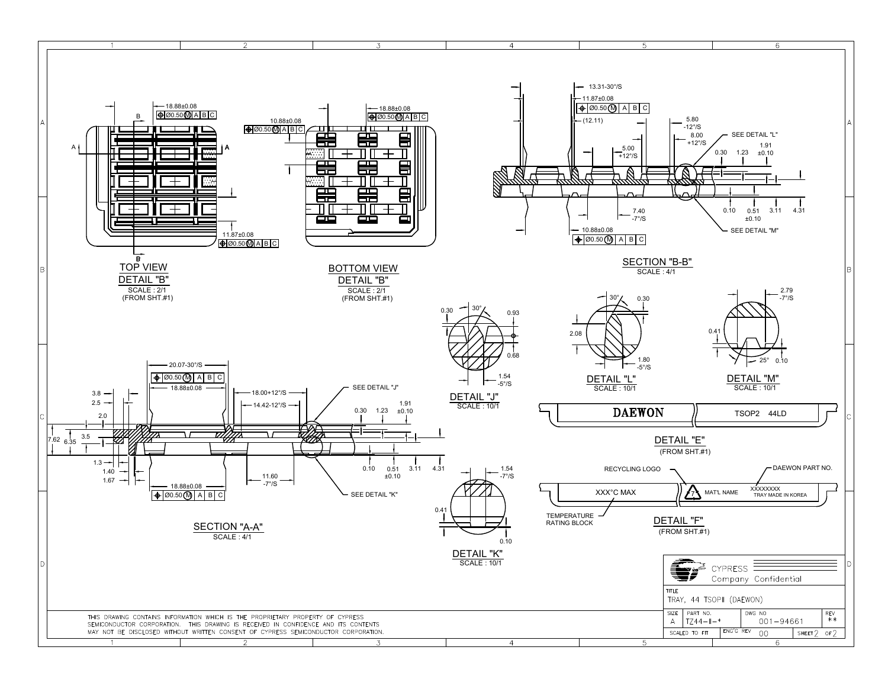**TOP VIEW**
**DETAIL "B"**
SCALE : 2/1
(FROM SHT.#1)

18.88±0.08
Ø0.50 Ⓜ A B C

11.87±0.08
Ø0.50 Ⓜ A B C

**BOTTOM VIEW**
**DETAIL "B"**
SCALE : 2/1
(FROM SHT.#1)

18.88±0.08
Ø0.50 Ⓜ A B C

10.88±0.08
Ø0.50 Ⓜ A B C

**SECTION "B-B"**
SCALE : 4/1

13.31-30°/S
11.87±0.08
Ø0.50 Ⓜ A B C
(12.11)
5.00 +12°/S
5.80 -12°/S
8.00 +12°/S
SEE DETAIL "L"
0.30 1.23 1.91 ±0.10
7.40 -7°/S
10.88±0.08
Ø0.50 Ⓜ A B C
0.10 0.51 ±0.10 3.11 4.31
SEE DETAIL "M"

**DETAIL "J"**
SCALE : 10/1

0.30 30° 0.93 0.68 1.54 -5°/S

**DETAIL "L"**
SCALE : 10/1

30° 0.30 2.08 1.80 -5°/S

**DETAIL "M"**
SCALE : 10/1

2.79 -7°/S 0.41 25° 0.10

**SECTION "A-A"**
SCALE : 4/1

20.07-30°/S
Ø0.50 Ⓜ A B C
18.88±0.08
18.00+12°/S
14.42-12°/S
SEE DETAIL "J"
3.8 2.5 2.0 3.5 7.62 6.35 1.3 1.40 1.67
0.30 1.23 1.91 ±0.10
0.10 0.51 ±0.10 3.11 4.31
11.60 -7°/S
18.88±0.08
Ø0.50 Ⓜ A B C
SEE DETAIL "K"

**DETAIL "K"**
SCALE : 10/1

1.54 -7°/S 0.41 0.10

**DETAIL "E"**
(FROM SHT.#1)

DAEWON TSOP2 44LD

**DETAIL "F"**
(FROM SHT.#1)

RECYCLING LOGO
DAEWON PART NO.
XXX°C MAX
7 MAT'L NAME
XXXXXXXX TRAY MADE IN KOREA
TEMPERATURE RATING BLOCK

THIS DRAWING CONTAINS INFORMATION WHICH IS THE PROPRIETARY PROPERTY OF CYPRESS SEMICONDUCTOR CORPORATION. THIS DRAWING IS RECEIVED IN CONFIDENCE AND ITS CONTENTS MAY NOT BE DISCLOSED WITHOUT WRITTEN CONSENT OF CYPRESS SEMICONDUCTOR CORPORATION.

CYPRESS
Company Confidential

| TITLE | | | |
|---|---|---|---|
| TRAY, 44 TSOPII (DAEWON) | | | |
| SIZE: A | PART NO.: TZ44-II-* | DWG NO: 001-94661 | REV: ** |
| SCALED TO FIT | ENG'G REV: 00 | SHEET 2 OF 2 | |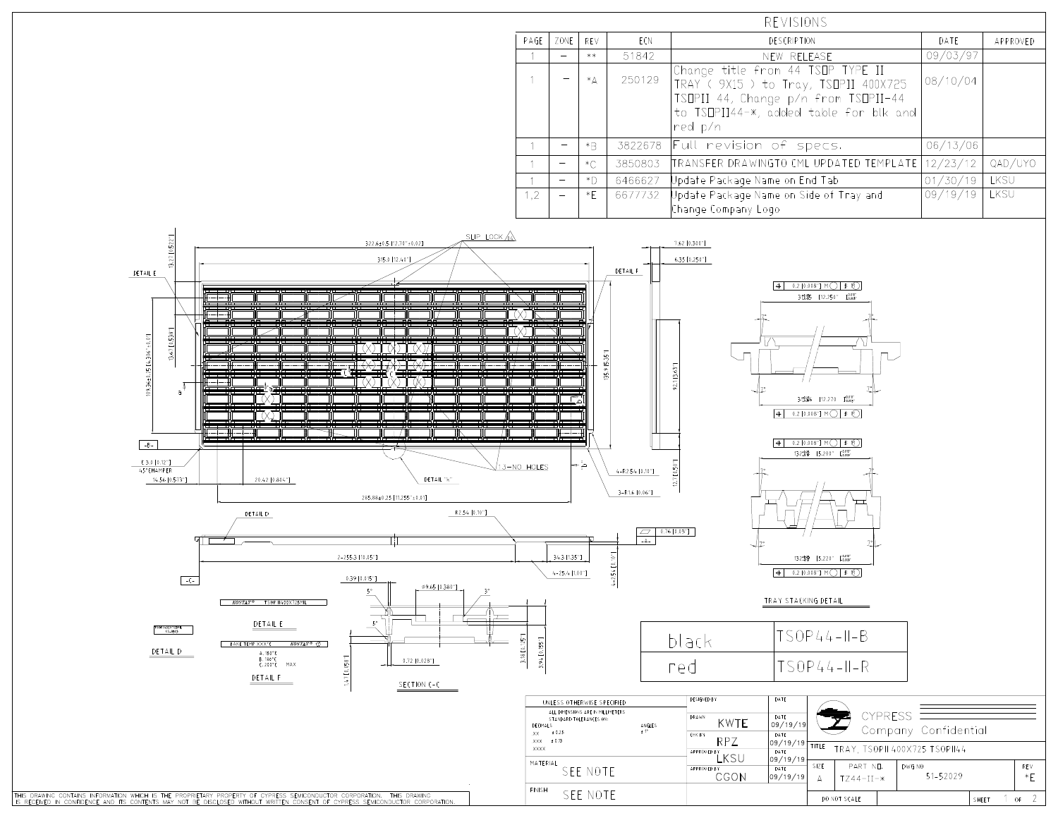## REVISIONS

| PAGE | ZONE | REV | ECN | DESCRIPTION | DATE | APPROVED |
|---|---|---|---|---|---|---|
| 1 | – | ** | 51842 | NEW RELEASE | 09/03/97 | |
| 1 | – | *A | 250129 | Change title from 44 TSOP TYPE II TRAY ( 9X15 ) to Tray, TSOPII 400X725 TSOPII 44, Change p/n from TSOPII-44 to TSOPII44-*, added table for blk and red p/n | 08/10/04 | |
| 1 | – | *B | 3822678 | Full revision of specs. | 06/13/06 | |
| 1 | – | *C | 3850803 | TRANSFER DRAWINGTO CML UPDATED TEMPLATE | 12/23/12 | QAD/UYO |
| 1 | – | *D | 6466627 | Update Package Name on End Tab | 01/30/19 | LKSU |
| 1,2 | – | *E | 6677732 | Update Package Name on Side of Tray and Change Company Logo | 09/19/19 | LKSU |

SLIP LOCK

DETAIL E

DETAIL F

DETAIL D

DETAIL "A"

SECTION C-C

TRAY STACKING DETAIL

13-NO HOLES

C 3.0 [0.12"] 45° CHAMPER

| black | TSOP44-II-B |
|---|---|
| red | TSOP44-II-R |

UNLESS OTHERWISE SPECIFIED
ALL DIMENSIONS ARE IN MILLIMETERS
STANDARD TOLERANCES ON:
DECIMALS .XX ± 0.25, .XXX ± 0.13, .XXXX
ANGLES ± 1°

MATERIAL: SEE NOTE

FINISH: SEE NOTE

DESIGNED BY: | DRAWN: KWTE 09/19/19 | CHK BY: RPZ 09/19/19 | APPROVED BY: LKSU 09/19/19 | APPROVED BY: CGON 09/19/19

CYPRESS — Company Confidential

TITLE: TRAY, TSOPII 400X725 TSOPII44

SIZE: A | PART NO.: TZ44-II-* | DWG NO: 51-52029 | REV: *E

DO NOT SCALE | SHEET 1 OF 2

THIS DRAWING CONTAINS INFORMATION WHICH IS THE PROPRIETARY PROPERTY OF CYPRESS SEMICONDUCTOR CORPORATION. THIS DRAWING IS RECEIVED IN CONFIDENCE AND ITS CONTENTS MAY NOT BE DISCLOSED WITHOUT WRITTEN CONSENT OF CYPRESS SEMICONDUCTOR CORPORATION.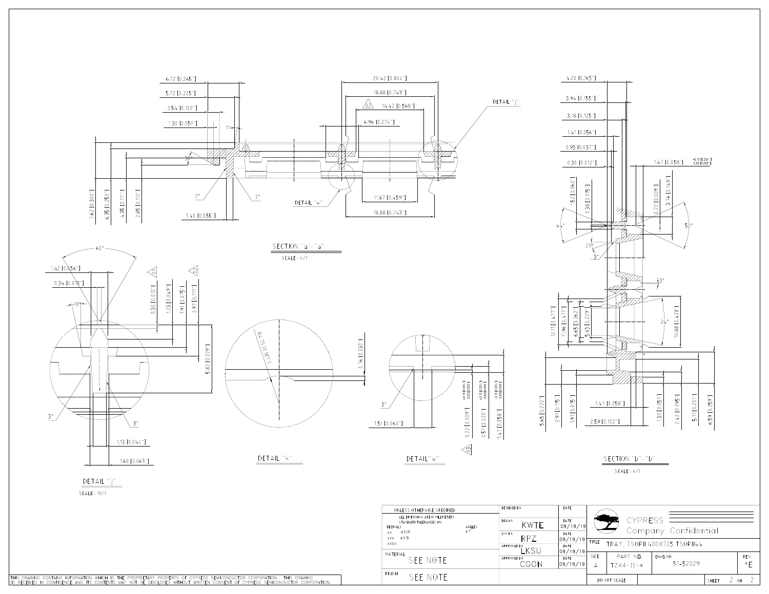SECTION "a"-"a"

SCALE : 4/1

DETAIL "j"

SCALE : 10/1

DETAIL "k"

DETAIL "w"

SECTION "b"-"b"

SCALE : 4/1

| UNLESS OTHERWISE SPECIFIED | | DESIGNED BY | DATE |
|---|---|---|---|
| ALL DIMENSIONS ARE IN MILLIMETERS. STANDARD TOLERANCES ON: | | DRAWN KWTE | DATE 09/19/19 |
| DECIMALS .XX ± 0.25 .XXX ± 0.13 .XXXX | ANGLES ± 1° | CHK BY RPZ | DATE 09/19/19 |
| | | APPROVED BY LKSU | DATE 09/19/19 |
| MATERIAL SEE NOTE | | APPROVED BY CGON | DATE 09/19/19 |
| FINISH SEE NOTE | | | |

CYPRESS Company Confidential

TITLE TRAY, TSOPII 400X725 TSOPII44

| SIZE | PART NO. | DWG NO | REV |
|---|---|---|---|
| A | TZ44-II-* | 51-52029 | *E |

DO NOT SCALE

SHEET 2 OF 2

THIS DRAWING CONTAINS INFORMATION WHICH IS THE PROPRIETARY PROPERTY OF CYPRESS SEMICONDUCTOR CORPORATION. THIS DRAWING IS RECEIVED IN CONFIDENCE AND ITS CONTENTS MAY NOT BE DISCLOSED WITHOUT WRITTEN CONSENT OF CYPRESS SEMICONDUCTOR CORPORATION.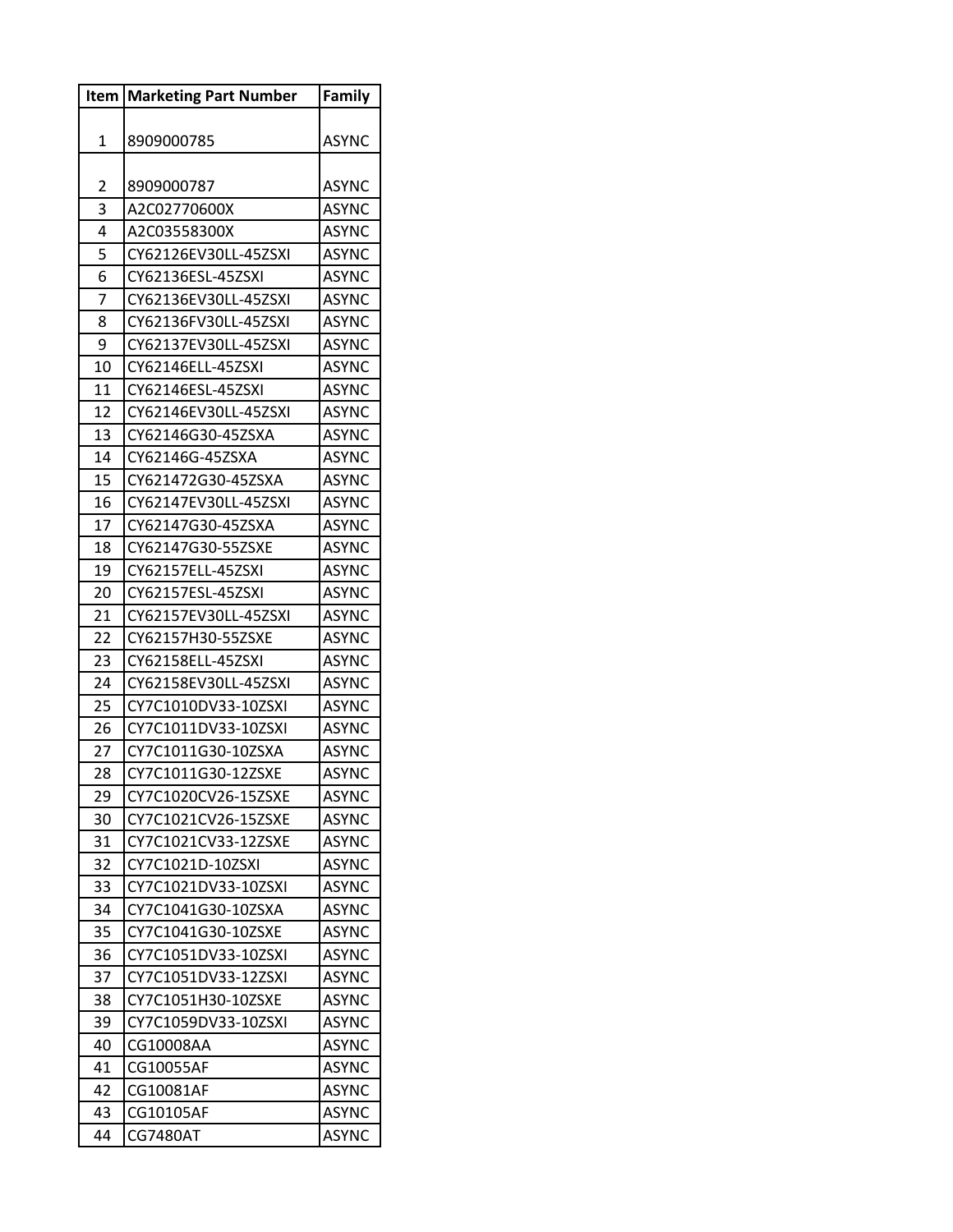| Item | Marketing Part Number | Family |
| --- | --- | --- |
| 1 | 8909000785 | ASYNC |
| 2 | 8909000787 | ASYNC |
| 3 | A2C02770600X | ASYNC |
| 4 | A2C03558300X | ASYNC |
| 5 | CY62126EV30LL-45ZSXI | ASYNC |
| 6 | CY62136ESL-45ZSXI | ASYNC |
| 7 | CY62136EV30LL-45ZSXI | ASYNC |
| 8 | CY62136FV30LL-45ZSXI | ASYNC |
| 9 | CY62137EV30LL-45ZSXI | ASYNC |
| 10 | CY62146ELL-45ZSXI | ASYNC |
| 11 | CY62146ESL-45ZSXI | ASYNC |
| 12 | CY62146EV30LL-45ZSXI | ASYNC |
| 13 | CY62146G30-45ZSXA | ASYNC |
| 14 | CY62146G-45ZSXA | ASYNC |
| 15 | CY621472G30-45ZSXA | ASYNC |
| 16 | CY62147EV30LL-45ZSXI | ASYNC |
| 17 | CY62147G30-45ZSXA | ASYNC |
| 18 | CY62147G30-55ZSXE | ASYNC |
| 19 | CY62157ELL-45ZSXI | ASYNC |
| 20 | CY62157ESL-45ZSXI | ASYNC |
| 21 | CY62157EV30LL-45ZSXI | ASYNC |
| 22 | CY62157H30-55ZSXE | ASYNC |
| 23 | CY62158ELL-45ZSXI | ASYNC |
| 24 | CY62158EV30LL-45ZSXI | ASYNC |
| 25 | CY7C1010DV33-10ZSXI | ASYNC |
| 26 | CY7C1011DV33-10ZSXI | ASYNC |
| 27 | CY7C1011G30-10ZSXA | ASYNC |
| 28 | CY7C1011G30-12ZSXE | ASYNC |
| 29 | CY7C1020CV26-15ZSXE | ASYNC |
| 30 | CY7C1021CV26-15ZSXE | ASYNC |
| 31 | CY7C1021CV33-12ZSXE | ASYNC |
| 32 | CY7C1021D-10ZSXI | ASYNC |
| 33 | CY7C1021DV33-10ZSXI | ASYNC |
| 34 | CY7C1041G30-10ZSXA | ASYNC |
| 35 | CY7C1041G30-10ZSXE | ASYNC |
| 36 | CY7C1051DV33-10ZSXI | ASYNC |
| 37 | CY7C1051DV33-12ZSXI | ASYNC |
| 38 | CY7C1051H30-10ZSXE | ASYNC |
| 39 | CY7C1059DV33-10ZSXI | ASYNC |
| 40 | CG10008AA | ASYNC |
| 41 | CG10055AF | ASYNC |
| 42 | CG10081AF | ASYNC |
| 43 | CG10105AF | ASYNC |
| 44 | CG7480AT | ASYNC |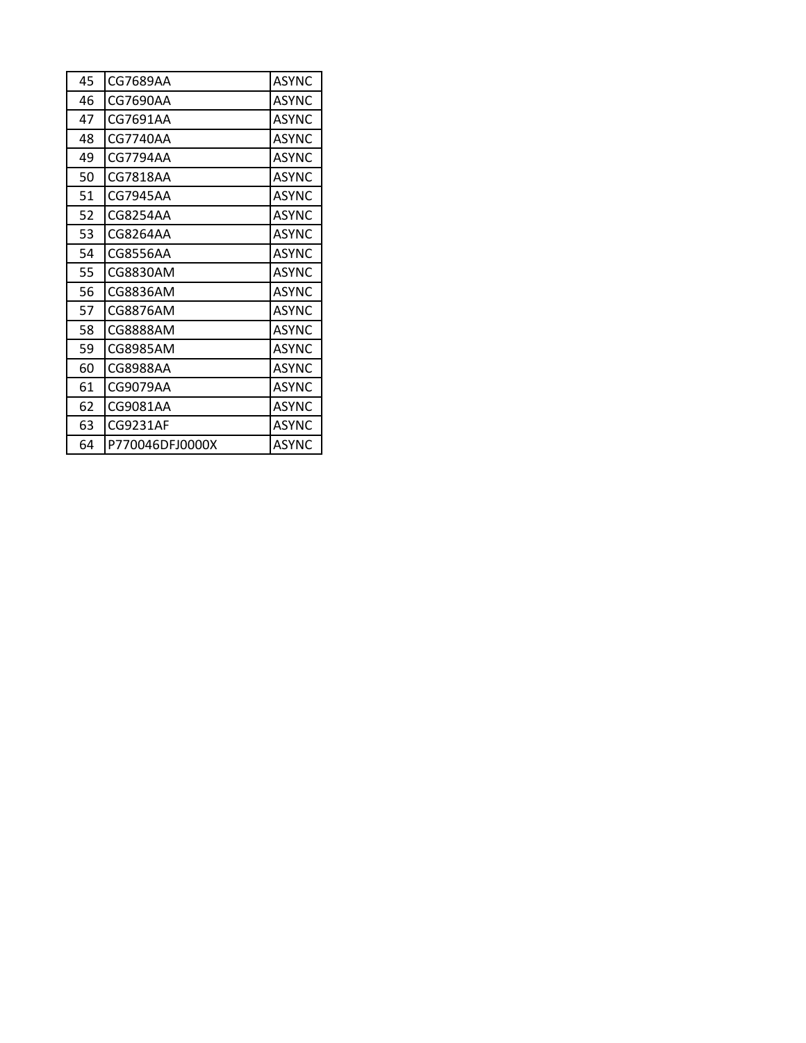| | | |
|---|---|---|
| 45 | CG7689AA | ASYNC |
| 46 | CG7690AA | ASYNC |
| 47 | CG7691AA | ASYNC |
| 48 | CG7740AA | ASYNC |
| 49 | CG7794AA | ASYNC |
| 50 | CG7818AA | ASYNC |
| 51 | CG7945AA | ASYNC |
| 52 | CG8254AA | ASYNC |
| 53 | CG8264AA | ASYNC |
| 54 | CG8556AA | ASYNC |
| 55 | CG8830AM | ASYNC |
| 56 | CG8836AM | ASYNC |
| 57 | CG8876AM | ASYNC |
| 58 | CG8888AM | ASYNC |
| 59 | CG8985AM | ASYNC |
| 60 | CG8988AA | ASYNC |
| 61 | CG9079AA | ASYNC |
| 62 | CG9081AA | ASYNC |
| 63 | CG9231AF | ASYNC |
| 64 | P770046DFJ0000X | ASYNC |